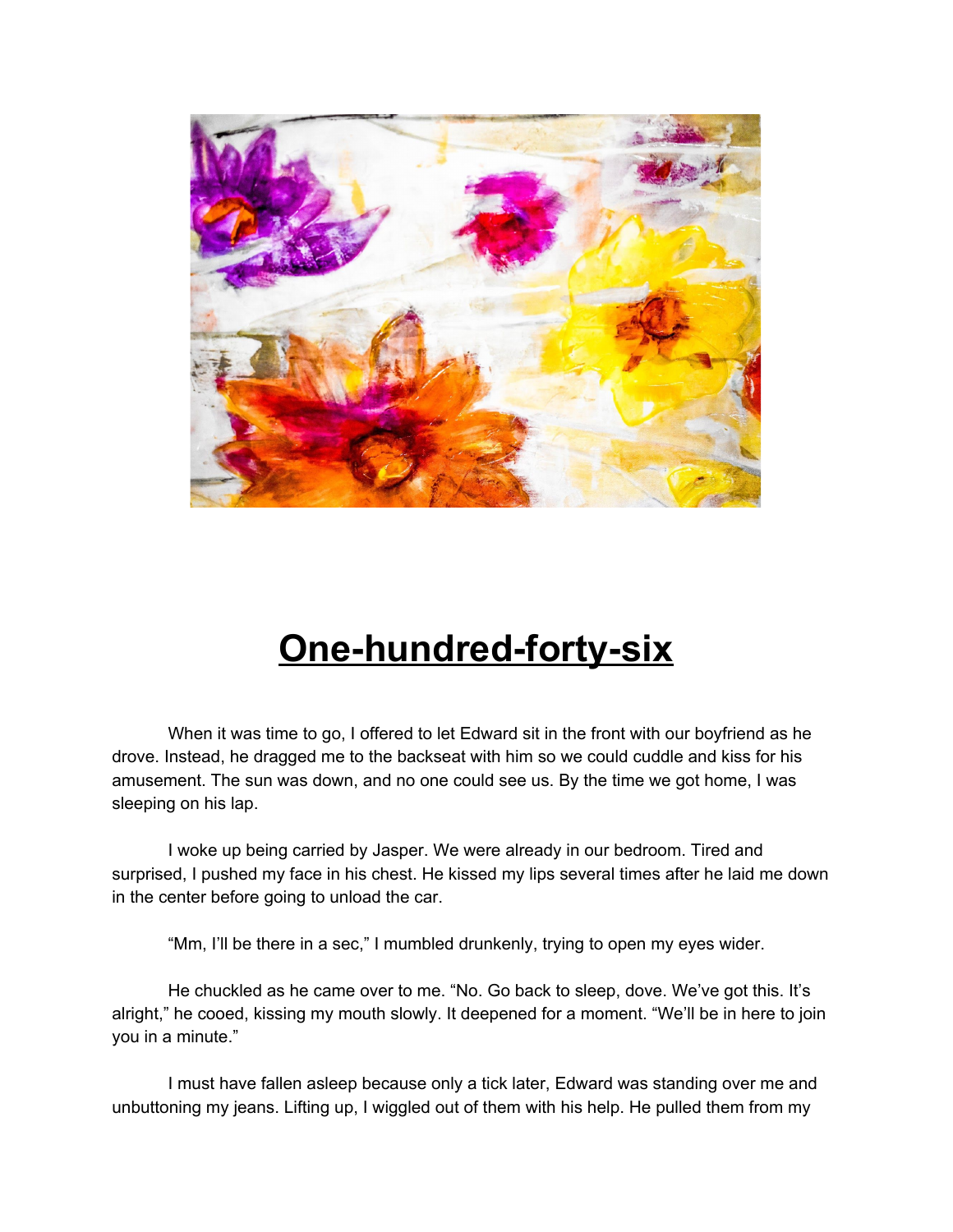# One-hundred-forty-six

When it was time to go, I offered to let Edward sit in the front with our boyfriend as he drove. Instead, he dragged me to the backseat with him so we could cuddle and kiss for his amusement. The sun was down, and no one could see us. By the time we got home, I was sleeping on his lap.

I woke up being carried by Jasper. We were already in our bedroom. Tired and surprised, I pushed my face in his chest. He kissed my lips several times after he laid me down in the center before going to unload the car.

"Mm, I'll be there in a sec," I mumbled drunkenly, trying to open my eyes wider.

He chuckled as he came over to me. "No. Go back to sleep, dove. We've got this. It's alright," he cooed, kissing my mouth slowly. It deepened for a moment. "We'll be in here to join you in a minute."

I must have fallen asleep because only a tick later, Edward was standing over me and unbuttoning my jeans. Lifting up, I wiggled out of them with his help. He pulled them from my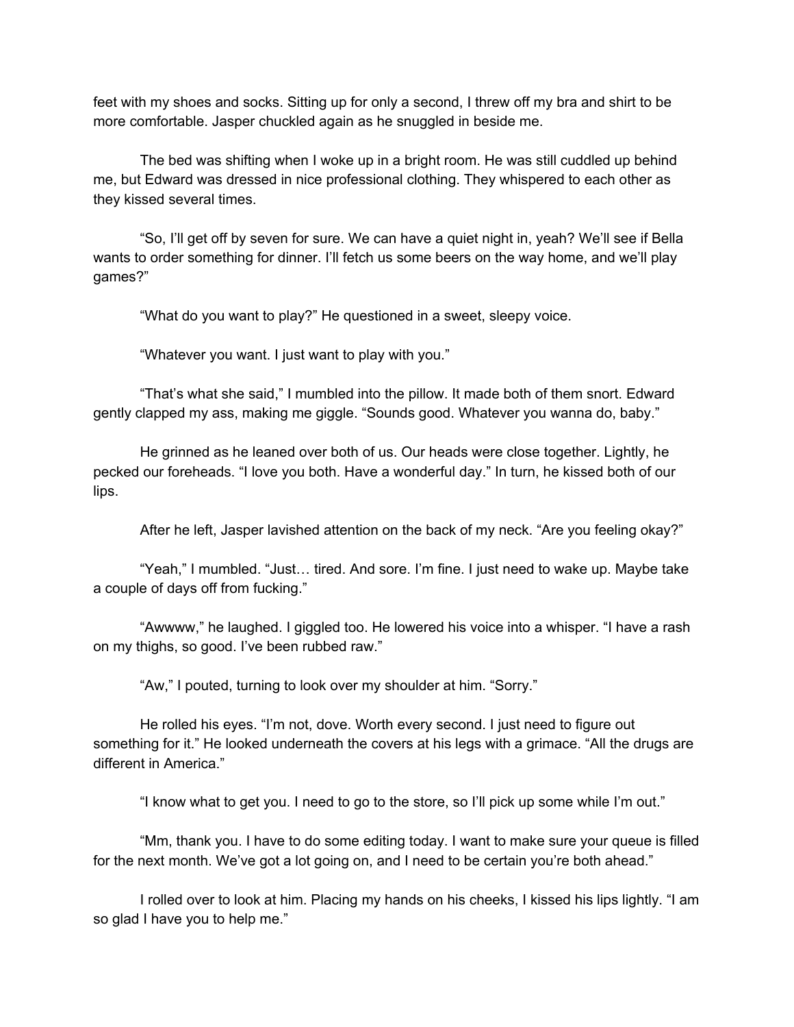feet with my shoes and socks. Sitting up for only a second, I threw off my bra and shirt to be more comfortable. Jasper chuckled again as he snuggled in beside me.

The bed was shifting when I woke up in a bright room. He was still cuddled up behind me, but Edward was dressed in nice professional clothing. They whispered to each other as they kissed several times.

"So, I'll get off by seven for sure. We can have a quiet night in, yeah? We'll see if Bella wants to order something for dinner. I'll fetch us some beers on the way home, and we'll play games?"

"What do you want to play?" He questioned in a sweet, sleepy voice.

"Whatever you want. I just want to play with you."

"That's what she said," I mumbled into the pillow. It made both of them snort. Edward gently clapped my ass, making me giggle. "Sounds good. Whatever you wanna do, baby."

He grinned as he leaned over both of us. Our heads were close together. Lightly, he pecked our foreheads. "I love you both. Have a wonderful day." In turn, he kissed both of our lips.

After he left, Jasper lavished attention on the back of my neck. "Are you feeling okay?"

"Yeah," I mumbled. "Just… tired. And sore. I'm fine. I just need to wake up. Maybe take a couple of days off from fucking."

"Awwww," he laughed. I giggled too. He lowered his voice into a whisper. "I have a rash on my thighs, so good. I've been rubbed raw."

"Aw," I pouted, turning to look over my shoulder at him. "Sorry."

He rolled his eyes. "I'm not, dove. Worth every second. I just need to figure out something for it." He looked underneath the covers at his legs with a grimace. "All the drugs are different in America."

"I know what to get you. I need to go to the store, so I'll pick up some while I'm out."

"Mm, thank you. I have to do some editing today. I want to make sure your queue is filled for the next month. We've got a lot going on, and I need to be certain you're both ahead."

I rolled over to look at him. Placing my hands on his cheeks, I kissed his lips lightly. "I am so glad I have you to help me."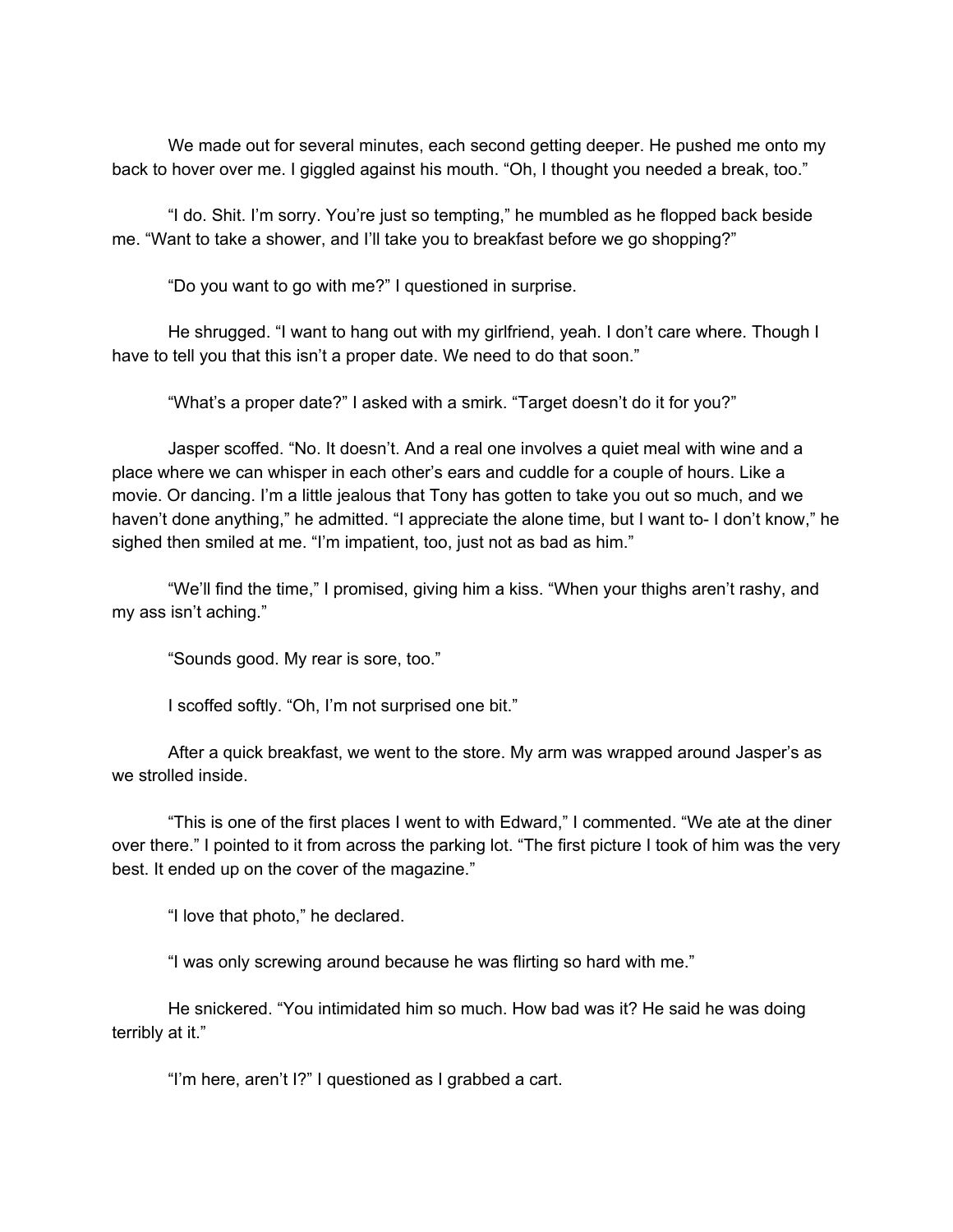We made out for several minutes, each second getting deeper. He pushed me onto my back to hover over me. I giggled against his mouth. "Oh, I thought you needed a break, too."

"I do. Shit. I'm sorry. You're just so tempting," he mumbled as he flopped back beside me. "Want to take a shower, and I'll take you to breakfast before we go shopping?"

"Do you want to go with me?" I questioned in surprise.

He shrugged. "I want to hang out with my girlfriend, yeah. I don't care where. Though I have to tell you that this isn't a proper date. We need to do that soon."

"What's a proper date?" I asked with a smirk. "Target doesn't do it for you?"

Jasper scoffed. "No. It doesn't. And a real one involves a quiet meal with wine and a place where we can whisper in each other's ears and cuddle for a couple of hours. Like a movie. Or dancing. I'm a little jealous that Tony has gotten to take you out so much, and we haven't done anything," he admitted. "I appreciate the alone time, but I want to- I don't know," he sighed then smiled at me. "I'm impatient, too, just not as bad as him."

"We'll find the time," I promised, giving him a kiss. "When your thighs aren't rashy, and my ass isn't aching."

"Sounds good. My rear is sore, too."

I scoffed softly. "Oh, I'm not surprised one bit."

After a quick breakfast, we went to the store. My arm was wrapped around Jasper's as we strolled inside.

"This is one of the first places I went to with Edward," I commented. "We ate at the diner over there." I pointed to it from across the parking lot. "The first picture I took of him was the very best. It ended up on the cover of the magazine."

"I love that photo," he declared.

"I was only screwing around because he was flirting so hard with me."

He snickered. "You intimidated him so much. How bad was it? He said he was doing terribly at it."

"I'm here, aren't I?" I questioned as I grabbed a cart.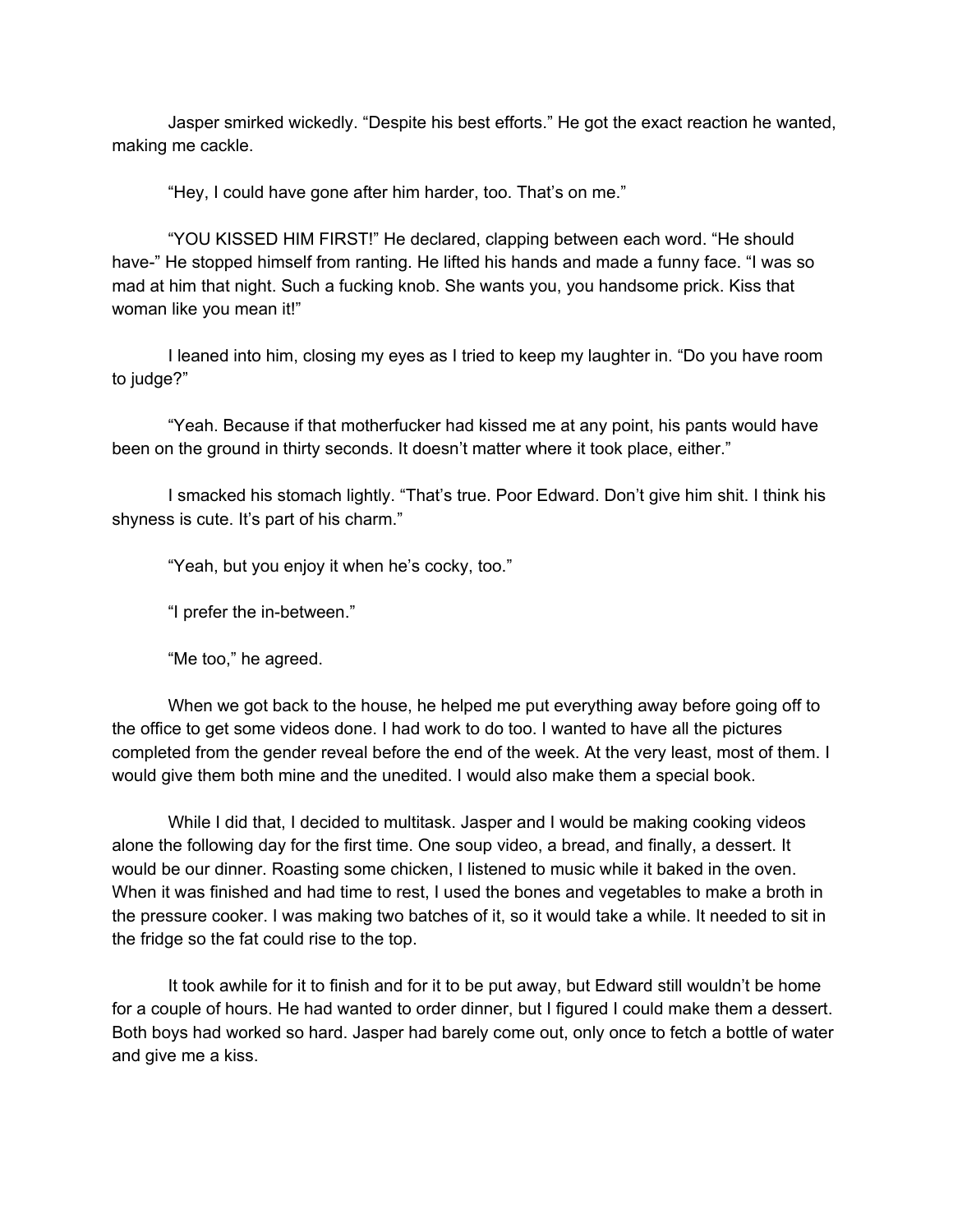Jasper smirked wickedly. “Despite his best efforts.” He got the exact reaction he wanted, making me cackle.

“Hey, I could have gone after him harder, too. That’s on me.”

“YOU KISSED HIM FIRST!” He declared, clapping between each word. “He should have-” He stopped himself from ranting. He lifted his hands and made a funny face. “I was so mad at him that night. Such a fucking knob. She wants you, you handsome prick. Kiss that woman like you mean it!”

I leaned into him, closing my eyes as I tried to keep my laughter in. “Do you have room to judge?”

“Yeah. Because if that motherfucker had kissed me at any point, his pants would have been on the ground in thirty seconds. It doesn’t matter where it took place, either.”

I smacked his stomach lightly. “That’s true. Poor Edward. Don’t give him shit. I think his shyness is cute. It’s part of his charm.”

“Yeah, but you enjoy it when he’s cocky, too.”

“I prefer the in-between.”

“Me too,” he agreed.

When we got back to the house, he helped me put everything away before going off to the office to get some videos done. I had work to do too. I wanted to have all the pictures completed from the gender reveal before the end of the week. At the very least, most of them. I would give them both mine and the unedited. I would also make them a special book.

While I did that, I decided to multitask. Jasper and I would be making cooking videos alone the following day for the first time. One soup video, a bread, and finally, a dessert. It would be our dinner. Roasting some chicken, I listened to music while it baked in the oven. When it was finished and had time to rest, I used the bones and vegetables to make a broth in the pressure cooker. I was making two batches of it, so it would take a while. It needed to sit in the fridge so the fat could rise to the top.

It took awhile for it to finish and for it to be put away, but Edward still wouldn’t be home for a couple of hours. He had wanted to order dinner, but I figured I could make them a dessert. Both boys had worked so hard. Jasper had barely come out, only once to fetch a bottle of water and give me a kiss.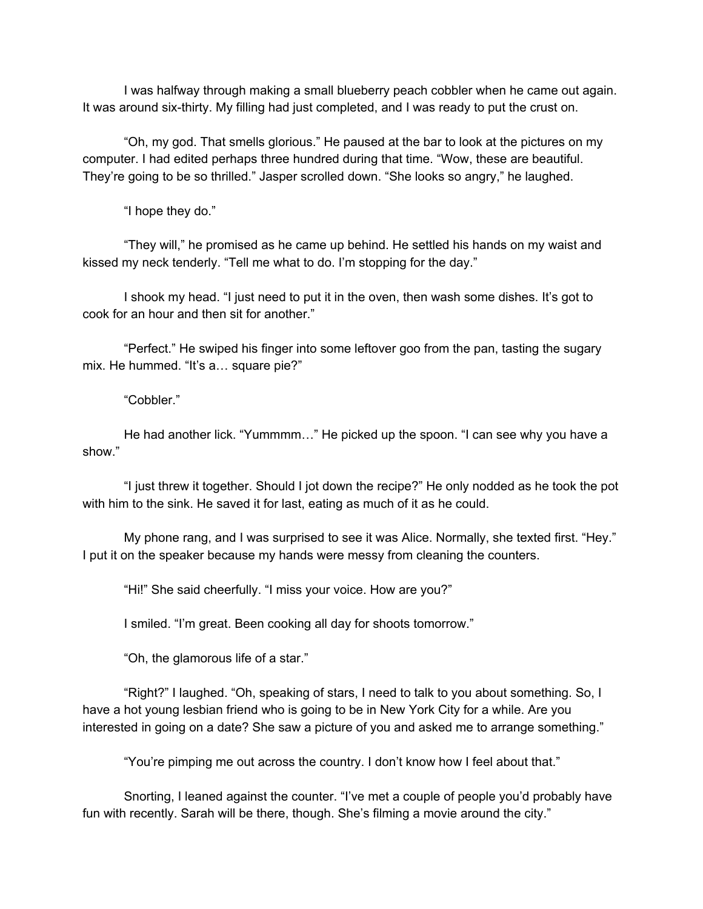I was halfway through making a small blueberry peach cobbler when he came out again. It was around six-thirty. My filling had just completed, and I was ready to put the crust on.

"Oh, my god. That smells glorious." He paused at the bar to look at the pictures on my computer. I had edited perhaps three hundred during that time. "Wow, these are beautiful. They're going to be so thrilled." Jasper scrolled down. "She looks so angry," he laughed.

"I hope they do."

"They will," he promised as he came up behind. He settled his hands on my waist and kissed my neck tenderly. "Tell me what to do. I'm stopping for the day."

I shook my head. "I just need to put it in the oven, then wash some dishes. It's got to cook for an hour and then sit for another."

"Perfect." He swiped his finger into some leftover goo from the pan, tasting the sugary mix. He hummed. "It's a… square pie?"

"Cobbler."

He had another lick. "Yummmm…" He picked up the spoon. "I can see why you have a show."

"I just threw it together. Should I jot down the recipe?" He only nodded as he took the pot with him to the sink. He saved it for last, eating as much of it as he could.

My phone rang, and I was surprised to see it was Alice. Normally, she texted first. "Hey." I put it on the speaker because my hands were messy from cleaning the counters.

"Hi!" She said cheerfully. "I miss your voice. How are you?"

I smiled. "I'm great. Been cooking all day for shoots tomorrow."

"Oh, the glamorous life of a star."

"Right?" I laughed. "Oh, speaking of stars, I need to talk to you about something. So, I have a hot young lesbian friend who is going to be in New York City for a while. Are you interested in going on a date? She saw a picture of you and asked me to arrange something."

"You're pimping me out across the country. I don't know how I feel about that."

Snorting, I leaned against the counter. "I've met a couple of people you'd probably have fun with recently. Sarah will be there, though. She's filming a movie around the city."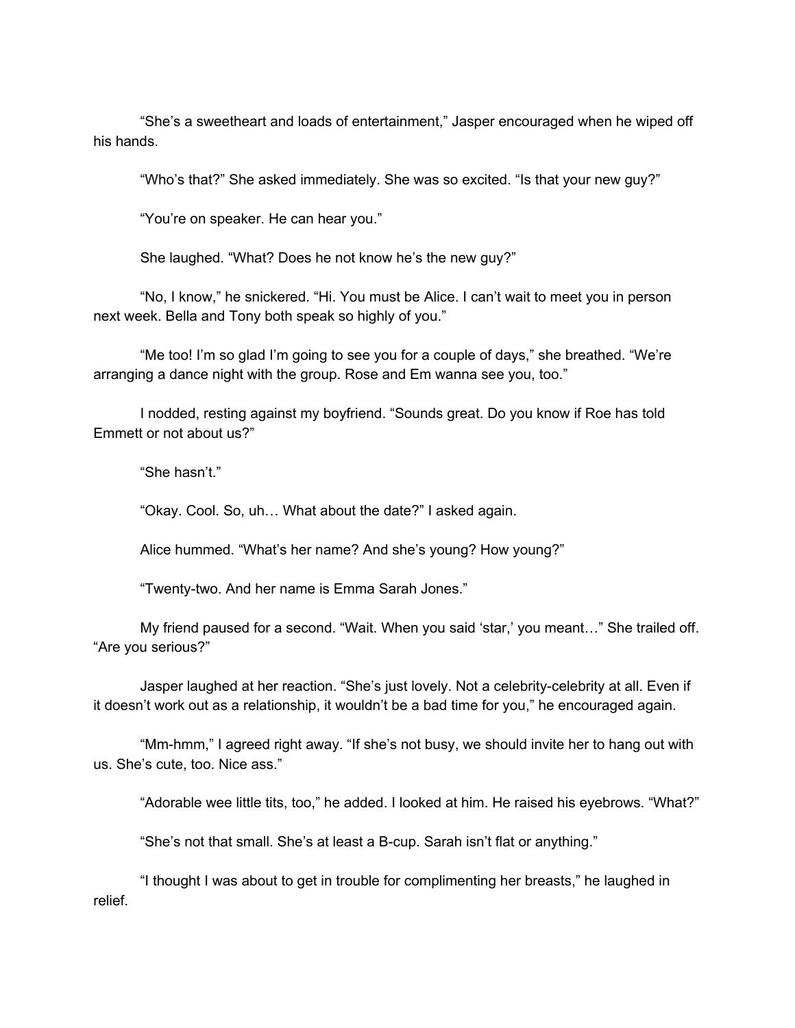"She's a sweetheart and loads of entertainment," Jasper encouraged when he wiped off his hands.

"Who's that?" She asked immediately. She was so excited. "Is that your new guy?"

"You're on speaker. He can hear you."

She laughed. "What? Does he not know he's the new guy?"

"No, I know," he snickered. "Hi. You must be Alice. I can't wait to meet you in person next week. Bella and Tony both speak so highly of you."

"Me too! I'm so glad I'm going to see you for a couple of days," she breathed. "We're arranging a dance night with the group. Rose and Em wanna see you, too."

I nodded, resting against my boyfriend. "Sounds great. Do you know if Roe has told Emmett or not about us?"

"She hasn't."

"Okay. Cool. So, uh… What about the date?" I asked again.

Alice hummed. "What's her name? And she's young? How young?"

"Twenty-two. And her name is Emma Sarah Jones."

My friend paused for a second. "Wait. When you said 'star,' you meant…" She trailed off. "Are you serious?"

Jasper laughed at her reaction. "She's just lovely. Not a celebrity-celebrity at all. Even if it doesn't work out as a relationship, it wouldn't be a bad time for you," he encouraged again.

"Mm-hmm," I agreed right away. "If she's not busy, we should invite her to hang out with us. She's cute, too. Nice ass."

"Adorable wee little tits, too," he added. I looked at him. He raised his eyebrows. "What?"

"She's not that small. She's at least a B-cup. Sarah isn't flat or anything."

"I thought I was about to get in trouble for complimenting her breasts," he laughed in relief.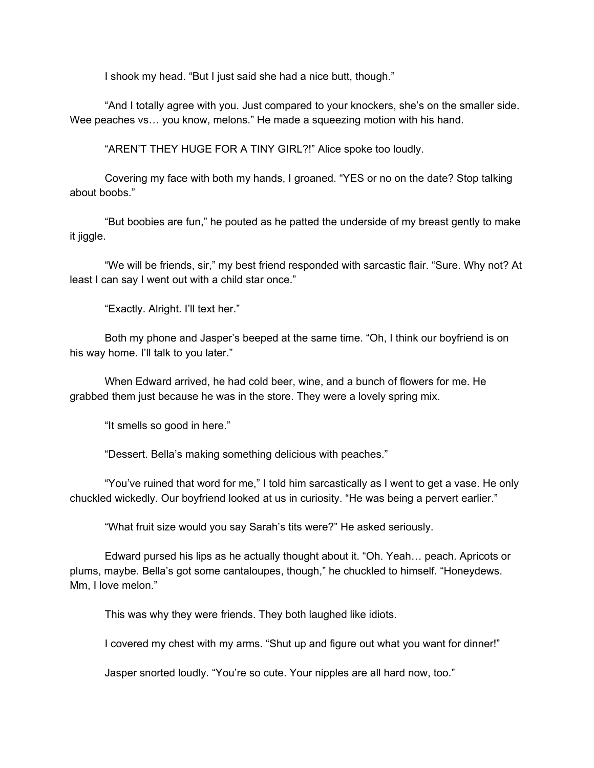I shook my head. "But I just said she had a nice butt, though."

"And I totally agree with you. Just compared to your knockers, she's on the smaller side. Wee peaches vs… you know, melons." He made a squeezing motion with his hand.

"AREN'T THEY HUGE FOR A TINY GIRL?!" Alice spoke too loudly.

Covering my face with both my hands, I groaned. "YES or no on the date? Stop talking about boobs."

"But boobies are fun," he pouted as he patted the underside of my breast gently to make it jiggle.

"We will be friends, sir," my best friend responded with sarcastic flair. "Sure. Why not? At least I can say I went out with a child star once."

"Exactly. Alright. I'll text her."

Both my phone and Jasper's beeped at the same time. "Oh, I think our boyfriend is on his way home. I'll talk to you later."

When Edward arrived, he had cold beer, wine, and a bunch of flowers for me. He grabbed them just because he was in the store. They were a lovely spring mix.

"It smells so good in here."

"Dessert. Bella's making something delicious with peaches."

"You've ruined that word for me," I told him sarcastically as I went to get a vase. He only chuckled wickedly. Our boyfriend looked at us in curiosity. "He was being a pervert earlier."

"What fruit size would you say Sarah's tits were?" He asked seriously.

Edward pursed his lips as he actually thought about it. "Oh. Yeah… peach. Apricots or plums, maybe. Bella's got some cantaloupes, though," he chuckled to himself. "Honeydews. Mm, I love melon."

This was why they were friends. They both laughed like idiots.

I covered my chest with my arms. "Shut up and figure out what you want for dinner!"

Jasper snorted loudly. "You're so cute. Your nipples are all hard now, too."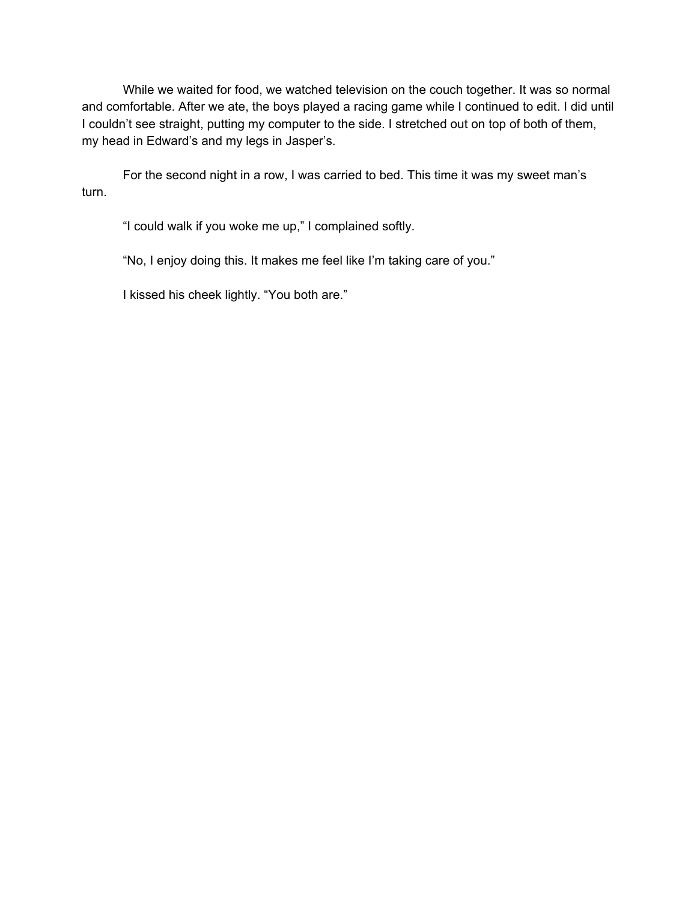While we waited for food, we watched television on the couch together. It was so normal and comfortable. After we ate, the boys played a racing game while I continued to edit. I did until I couldn't see straight, putting my computer to the side. I stretched out on top of both of them, my head in Edward's and my legs in Jasper's.

For the second night in a row, I was carried to bed. This time it was my sweet man's turn.

"I could walk if you woke me up," I complained softly.

"No, I enjoy doing this. It makes me feel like I'm taking care of you."

I kissed his cheek lightly. "You both are."